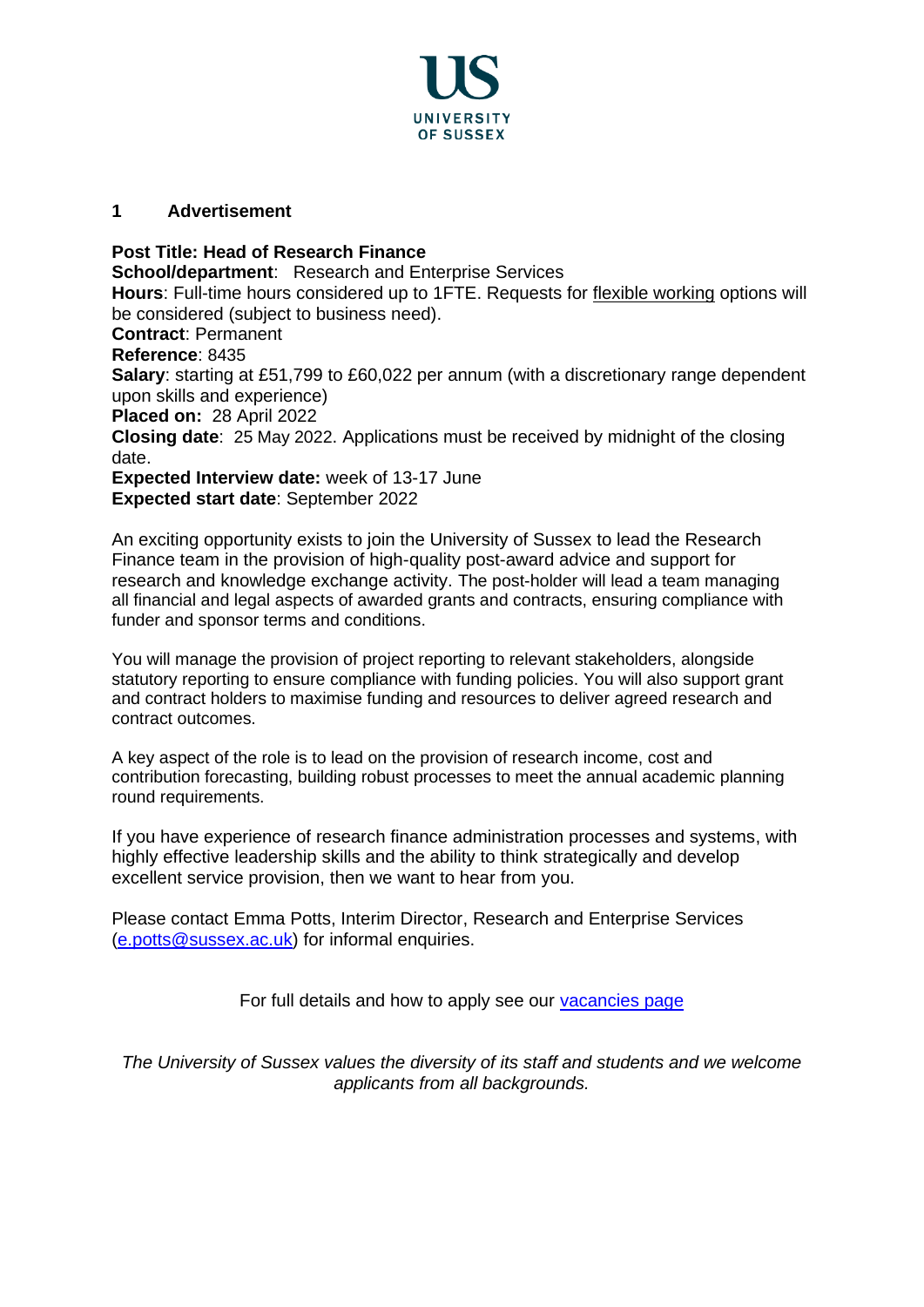UNIVERSITY OF SUSSEX

## 1 Advertisement

**Post Title: Head of Research Finance**
**School/department**: Research and Enterprise Services
**Hours**: Full-time hours considered up to 1FTE. Requests for flexible working options will be considered (subject to business need).
**Contract**: Permanent
**Reference**: 8435
**Salary**: starting at £51,799 to £60,022 per annum (with a discretionary range dependent upon skills and experience)
**Placed on:** 28 April 2022
**Closing date**: 25 May 2022. Applications must be received by midnight of the closing date.
**Expected Interview date:** week of 13-17 June
**Expected start date**: September 2022

An exciting opportunity exists to join the University of Sussex to lead the Research Finance team in the provision of high-quality post-award advice and support for research and knowledge exchange activity. The post-holder will lead a team managing all financial and legal aspects of awarded grants and contracts, ensuring compliance with funder and sponsor terms and conditions.

You will manage the provision of project reporting to relevant stakeholders, alongside statutory reporting to ensure compliance with funding policies. You will also support grant and contract holders to maximise funding and resources to deliver agreed research and contract outcomes.

A key aspect of the role is to lead on the provision of research income, cost and contribution forecasting, building robust processes to meet the annual academic planning round requirements.

If you have experience of research finance administration processes and systems, with highly effective leadership skills and the ability to think strategically and develop excellent service provision, then we want to hear from you.

Please contact Emma Potts, Interim Director, Research and Enterprise Services (e.potts@sussex.ac.uk) for informal enquiries.

For full details and how to apply see our vacancies page

*The University of Sussex values the diversity of its staff and students and we welcome applicants from all backgrounds.*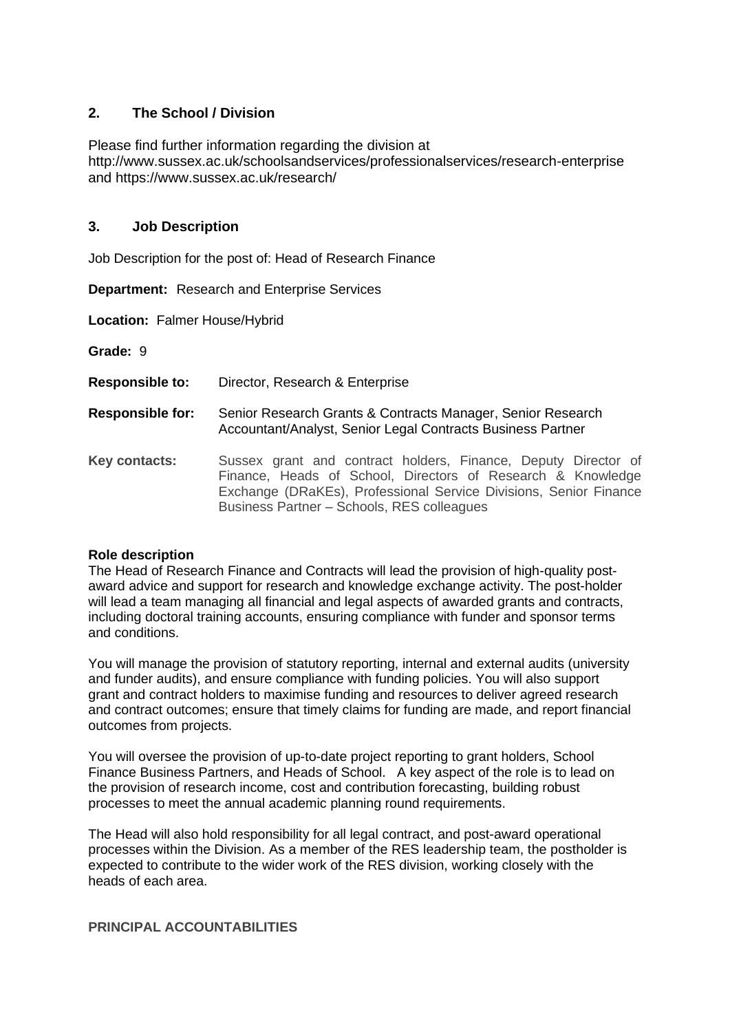## 2. The School / Division

Please find further information regarding the division at http://www.sussex.ac.uk/schoolsandservices/professionalservices/research-enterprise and https://www.sussex.ac.uk/research/

## 3. Job Description

Job Description for the post of: Head of Research Finance

**Department:** Research and Enterprise Services

**Location:** Falmer House/Hybrid

**Grade:** 9

**Responsible to:** Director, Research & Enterprise

**Responsible for:** Senior Research Grants & Contracts Manager, Senior Research Accountant/Analyst, Senior Legal Contracts Business Partner

**Key contacts:** Sussex grant and contract holders, Finance, Deputy Director of Finance, Heads of School, Directors of Research & Knowledge Exchange (DRaKEs), Professional Service Divisions, Senior Finance Business Partner – Schools, RES colleagues

**Role description**

The Head of Research Finance and Contracts will lead the provision of high-quality post-award advice and support for research and knowledge exchange activity. The post-holder will lead a team managing all financial and legal aspects of awarded grants and contracts, including doctoral training accounts, ensuring compliance with funder and sponsor terms and conditions.

You will manage the provision of statutory reporting, internal and external audits (university and funder audits), and ensure compliance with funding policies. You will also support grant and contract holders to maximise funding and resources to deliver agreed research and contract outcomes; ensure that timely claims for funding are made, and report financial outcomes from projects.

You will oversee the provision of up-to-date project reporting to grant holders, School Finance Business Partners, and Heads of School. A key aspect of the role is to lead on the provision of research income, cost and contribution forecasting, building robust processes to meet the annual academic planning round requirements.

The Head will also hold responsibility for all legal contract, and post-award operational processes within the Division. As a member of the RES leadership team, the postholder is expected to contribute to the wider work of the RES division, working closely with the heads of each area.

**PRINCIPAL ACCOUNTABILITIES**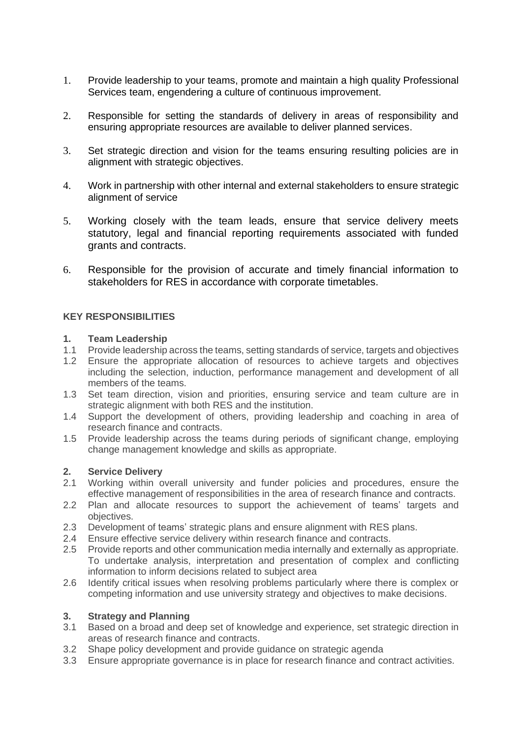1. Provide leadership to your teams, promote and maintain a high quality Professional Services team, engendering a culture of continuous improvement.

2. Responsible for setting the standards of delivery in areas of responsibility and ensuring appropriate resources are available to deliver planned services.

3. Set strategic direction and vision for the teams ensuring resulting policies are in alignment with strategic objectives.

4. Work in partnership with other internal and external stakeholders to ensure strategic alignment of service

5. Working closely with the team leads, ensure that service delivery meets statutory, legal and financial reporting requirements associated with funded grants and contracts.

6. Responsible for the provision of accurate and timely financial information to stakeholders for RES in accordance with corporate timetables.

**KEY RESPONSIBILITIES**

**1. Team Leadership**

1.1 Provide leadership across the teams, setting standards of service, targets and objectives

1.2 Ensure the appropriate allocation of resources to achieve targets and objectives including the selection, induction, performance management and development of all members of the teams.

1.3 Set team direction, vision and priorities, ensuring service and team culture are in strategic alignment with both RES and the institution.

1.4 Support the development of others, providing leadership and coaching in area of research finance and contracts.

1.5 Provide leadership across the teams during periods of significant change, employing change management knowledge and skills as appropriate.

**2. Service Delivery**

2.1 Working within overall university and funder policies and procedures, ensure the effective management of responsibilities in the area of research finance and contracts.

2.2 Plan and allocate resources to support the achievement of teams' targets and objectives.

2.3 Development of teams' strategic plans and ensure alignment with RES plans.

2.4 Ensure effective service delivery within research finance and contracts.

2.5 Provide reports and other communication media internally and externally as appropriate. To undertake analysis, interpretation and presentation of complex and conflicting information to inform decisions related to subject area

2.6 Identify critical issues when resolving problems particularly where there is complex or competing information and use university strategy and objectives to make decisions.

**3. Strategy and Planning**

3.1 Based on a broad and deep set of knowledge and experience, set strategic direction in areas of research finance and contracts.

3.2 Shape policy development and provide guidance on strategic agenda

3.3 Ensure appropriate governance is in place for research finance and contract activities.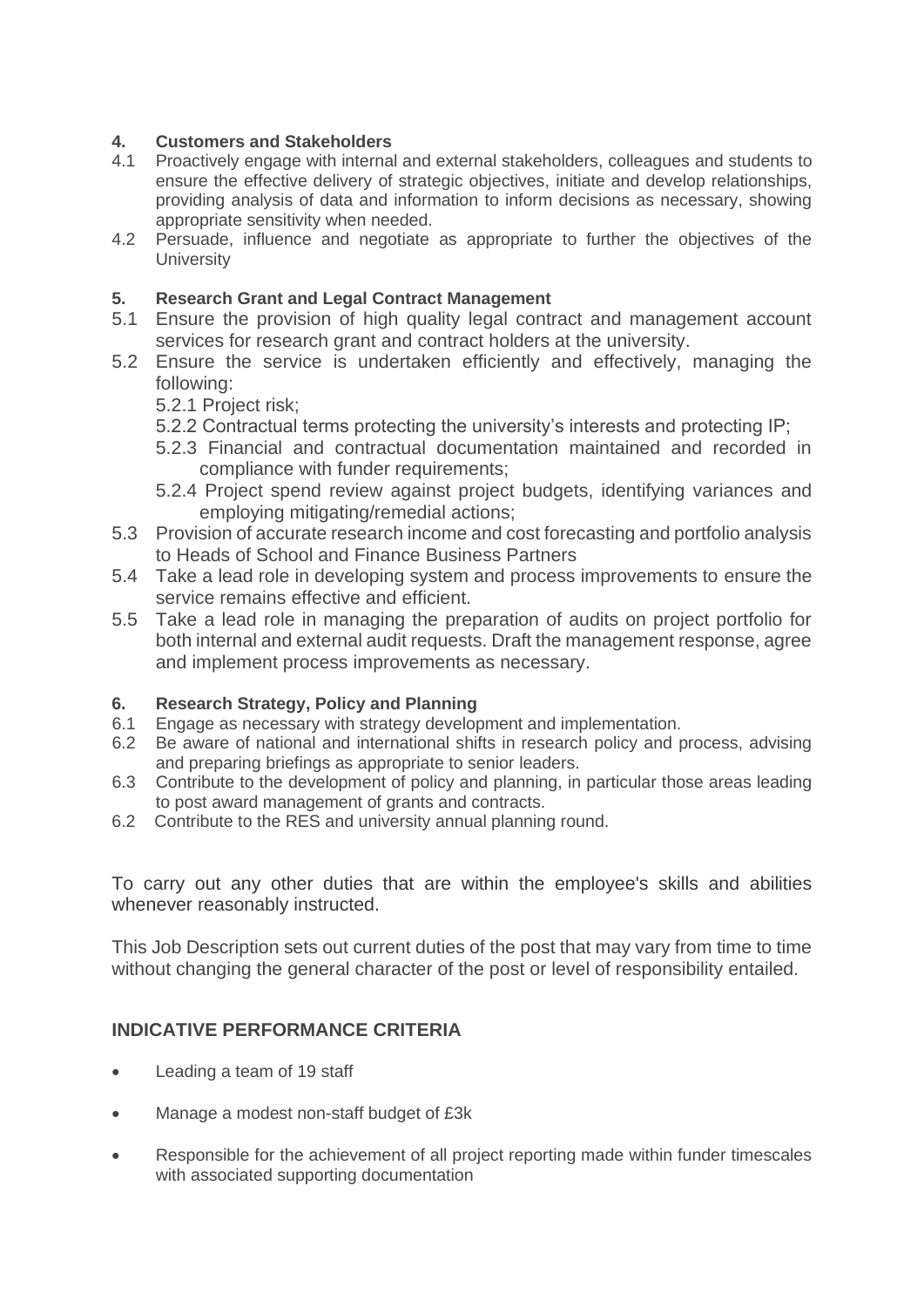### 4. Customers and Stakeholders

4.1 Proactively engage with internal and external stakeholders, colleagues and students to ensure the effective delivery of strategic objectives, initiate and develop relationships, providing analysis of data and information to inform decisions as necessary, showing appropriate sensitivity when needed.

4.2 Persuade, influence and negotiate as appropriate to further the objectives of the University

### 5. Research Grant and Legal Contract Management

5.1 Ensure the provision of high quality legal contract and management account services for research grant and contract holders at the university.

5.2 Ensure the service is undertaken efficiently and effectively, managing the following:

- 5.2.1 Project risk;
- 5.2.2 Contractual terms protecting the university's interests and protecting IP;
- 5.2.3 Financial and contractual documentation maintained and recorded in compliance with funder requirements;
- 5.2.4 Project spend review against project budgets, identifying variances and employing mitigating/remedial actions;

5.3 Provision of accurate research income and cost forecasting and portfolio analysis to Heads of School and Finance Business Partners

5.4 Take a lead role in developing system and process improvements to ensure the service remains effective and efficient.

5.5 Take a lead role in managing the preparation of audits on project portfolio for both internal and external audit requests. Draft the management response, agree and implement process improvements as necessary.

### 6. Research Strategy, Policy and Planning

6.1 Engage as necessary with strategy development and implementation.

6.2 Be aware of national and international shifts in research policy and process, advising and preparing briefings as appropriate to senior leaders.

6.3 Contribute to the development of policy and planning, in particular those areas leading to post award management of grants and contracts.

6.2 Contribute to the RES and university annual planning round.

To carry out any other duties that are within the employee's skills and abilities whenever reasonably instructed.

This Job Description sets out current duties of the post that may vary from time to time without changing the general character of the post or level of responsibility entailed.

## INDICATIVE PERFORMANCE CRITERIA

- Leading a team of 19 staff
- Manage a modest non-staff budget of £3k
- Responsible for the achievement of all project reporting made within funder timescales with associated supporting documentation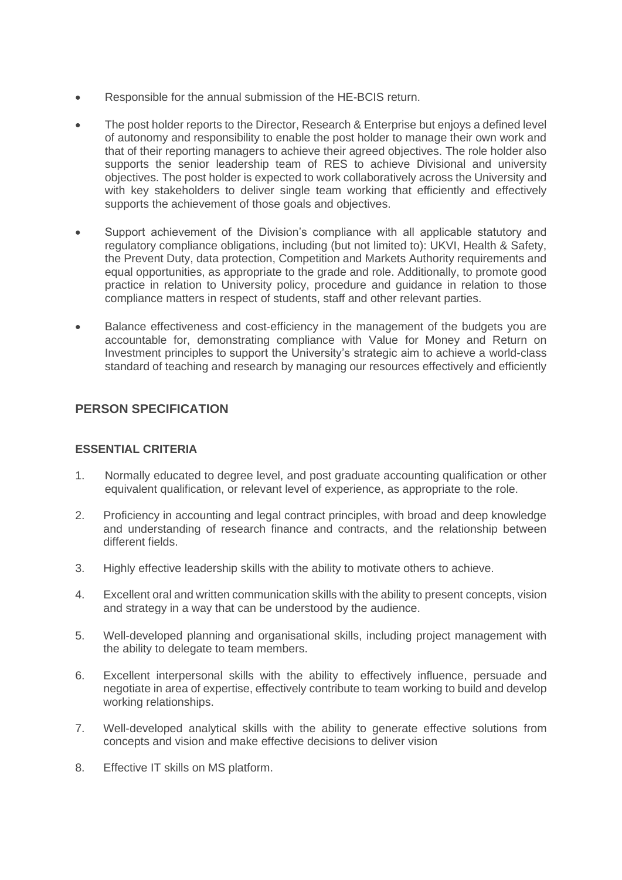- Responsible for the annual submission of the HE-BCIS return.
- The post holder reports to the Director, Research & Enterprise but enjoys a defined level of autonomy and responsibility to enable the post holder to manage their own work and that of their reporting managers to achieve their agreed objectives. The role holder also supports the senior leadership team of RES to achieve Divisional and university objectives. The post holder is expected to work collaboratively across the University and with key stakeholders to deliver single team working that efficiently and effectively supports the achievement of those goals and objectives.
- Support achievement of the Division's compliance with all applicable statutory and regulatory compliance obligations, including (but not limited to): UKVI, Health & Safety, the Prevent Duty, data protection, Competition and Markets Authority requirements and equal opportunities, as appropriate to the grade and role. Additionally, to promote good practice in relation to University policy, procedure and guidance in relation to those compliance matters in respect of students, staff and other relevant parties.
- Balance effectiveness and cost-efficiency in the management of the budgets you are accountable for, demonstrating compliance with Value for Money and Return on Investment principles to support the University's strategic aim to achieve a world-class standard of teaching and research by managing our resources effectively and efficiently

## PERSON SPECIFICATION

### ESSENTIAL CRITERIA

1. Normally educated to degree level, and post graduate accounting qualification or other equivalent qualification, or relevant level of experience, as appropriate to the role.
2. Proficiency in accounting and legal contract principles, with broad and deep knowledge and understanding of research finance and contracts, and the relationship between different fields.
3. Highly effective leadership skills with the ability to motivate others to achieve.
4. Excellent oral and written communication skills with the ability to present concepts, vision and strategy in a way that can be understood by the audience.
5. Well-developed planning and organisational skills, including project management with the ability to delegate to team members.
6. Excellent interpersonal skills with the ability to effectively influence, persuade and negotiate in area of expertise, effectively contribute to team working to build and develop working relationships.
7. Well-developed analytical skills with the ability to generate effective solutions from concepts and vision and make effective decisions to deliver vision
8. Effective IT skills on MS platform.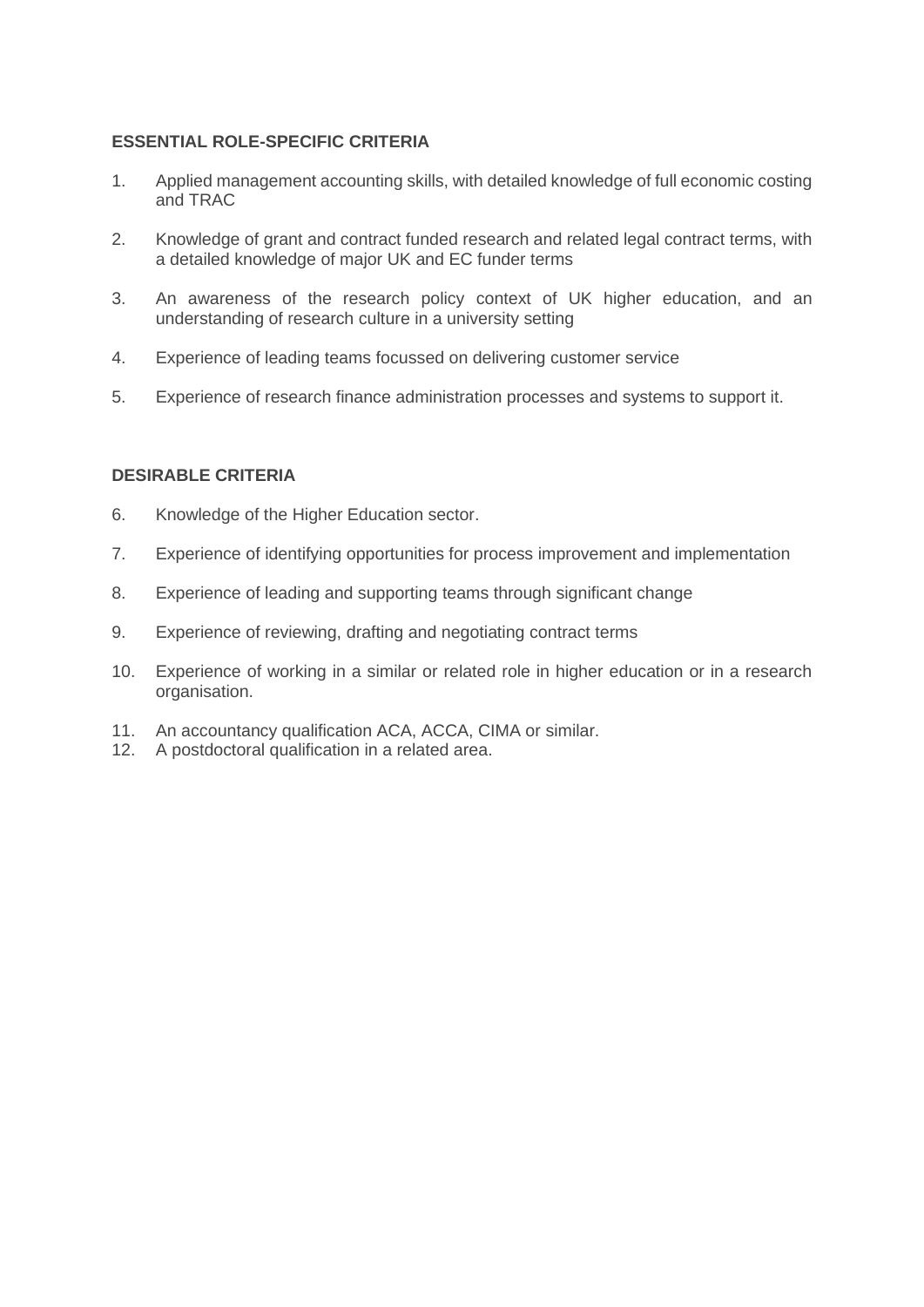**ESSENTIAL ROLE-SPECIFIC CRITERIA**

1. Applied management accounting skills, with detailed knowledge of full economic costing and TRAC
2. Knowledge of grant and contract funded research and related legal contract terms, with a detailed knowledge of major UK and EC funder terms
3. An awareness of the research policy context of UK higher education, and an understanding of research culture in a university setting
4. Experience of leading teams focussed on delivering customer service
5. Experience of research finance administration processes and systems to support it.

**DESIRABLE CRITERIA**

6. Knowledge of the Higher Education sector.
7. Experience of identifying opportunities for process improvement and implementation
8. Experience of leading and supporting teams through significant change
9. Experience of reviewing, drafting and negotiating contract terms
10. Experience of working in a similar or related role in higher education or in a research organisation.
11. An accountancy qualification ACA, ACCA, CIMA or similar.
12. A postdoctoral qualification in a related area.